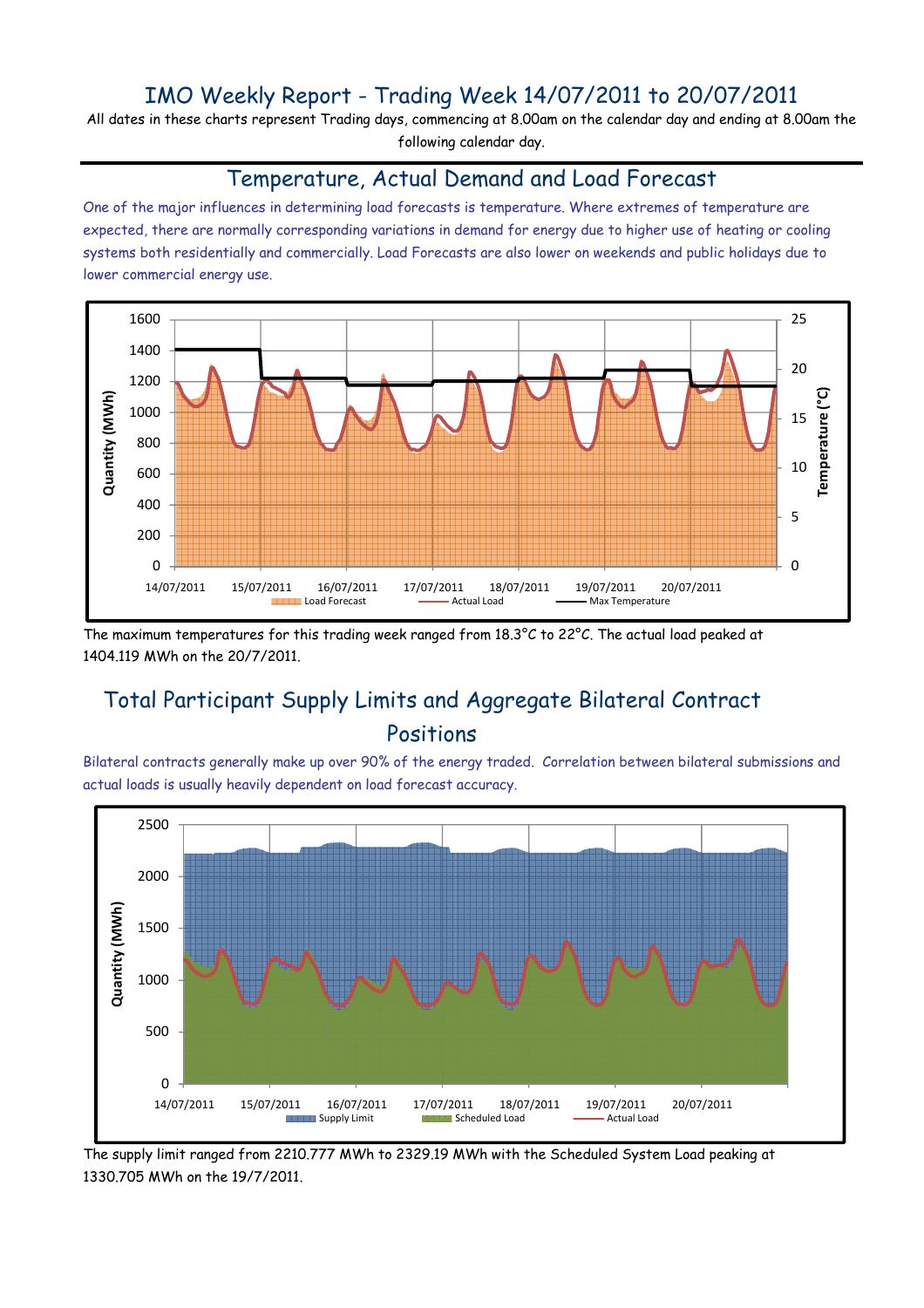# IMO Weekly Report - Trading Week 14/07/2011 to 20/07/2011

All dates in these charts represent Trading days, commencing at 8.00am on the calendar day and ending at 8.00am the following calendar day.

## Temperature, Actual Demand and Load Forecast

One of the major influences in determining load forecasts is temperature. Where extremes of temperature are expected, there are normally corresponding variations in demand for energy due to higher use of heating or cooling systems both residentially and commercially. Load Forecasts are also lower on weekends and public holidays due to lower commercial energy use.

The maximum temperatures for this trading week ranged from 18.3°C to 22°C. The actual load peaked at 1404.119 MWh on the 20/7/2011.

## Total Participant Supply Limits and Aggregate Bilateral Contract Positions

Bilateral contracts generally make up over 90% of the energy traded. Correlation between bilateral submissions and actual loads is usually heavily dependent on load forecast accuracy.

The supply limit ranged from 2210.777 MWh to 2329.19 MWh with the Scheduled System Load peaking at 1330.705 MWh on the 19/7/2011.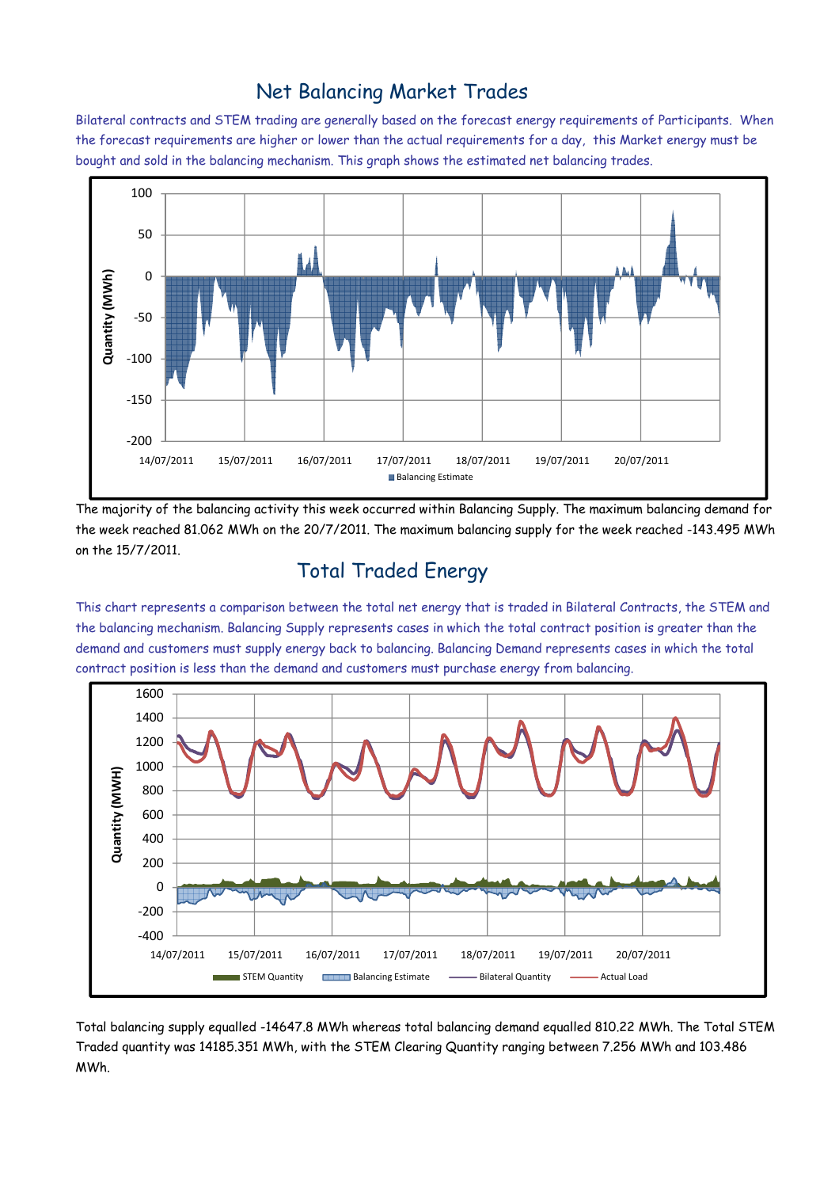## Net Balancing Market Trades

Bilateral contracts and STEM trading are generally based on the forecast energy requirements of Participants. When the forecast requirements are higher or lower than the actual requirements for a day, this Market energy must be bought and sold in the balancing mechanism. This graph shows the estimated net balancing trades.

The majority of the balancing activity this week occurred within Balancing Supply. The maximum balancing demand for the week reached 81.062 MWh on the 20/7/2011. The maximum balancing supply for the week reached -143.495 MWh on the 15/7/2011.

## Total Traded Energy

This chart represents a comparison between the total net energy that is traded in Bilateral Contracts, the STEM and the balancing mechanism. Balancing Supply represents cases in which the total contract position is greater than the demand and customers must supply energy back to balancing. Balancing Demand represents cases in which the total contract position is less than the demand and customers must purchase energy from balancing.

Total balancing supply equalled -14647.8 MWh whereas total balancing demand equalled 810.22 MWh. The Total STEM Traded quantity was 14185.351 MWh, with the STEM Clearing Quantity ranging between 7.256 MWh and 103.486 MWh.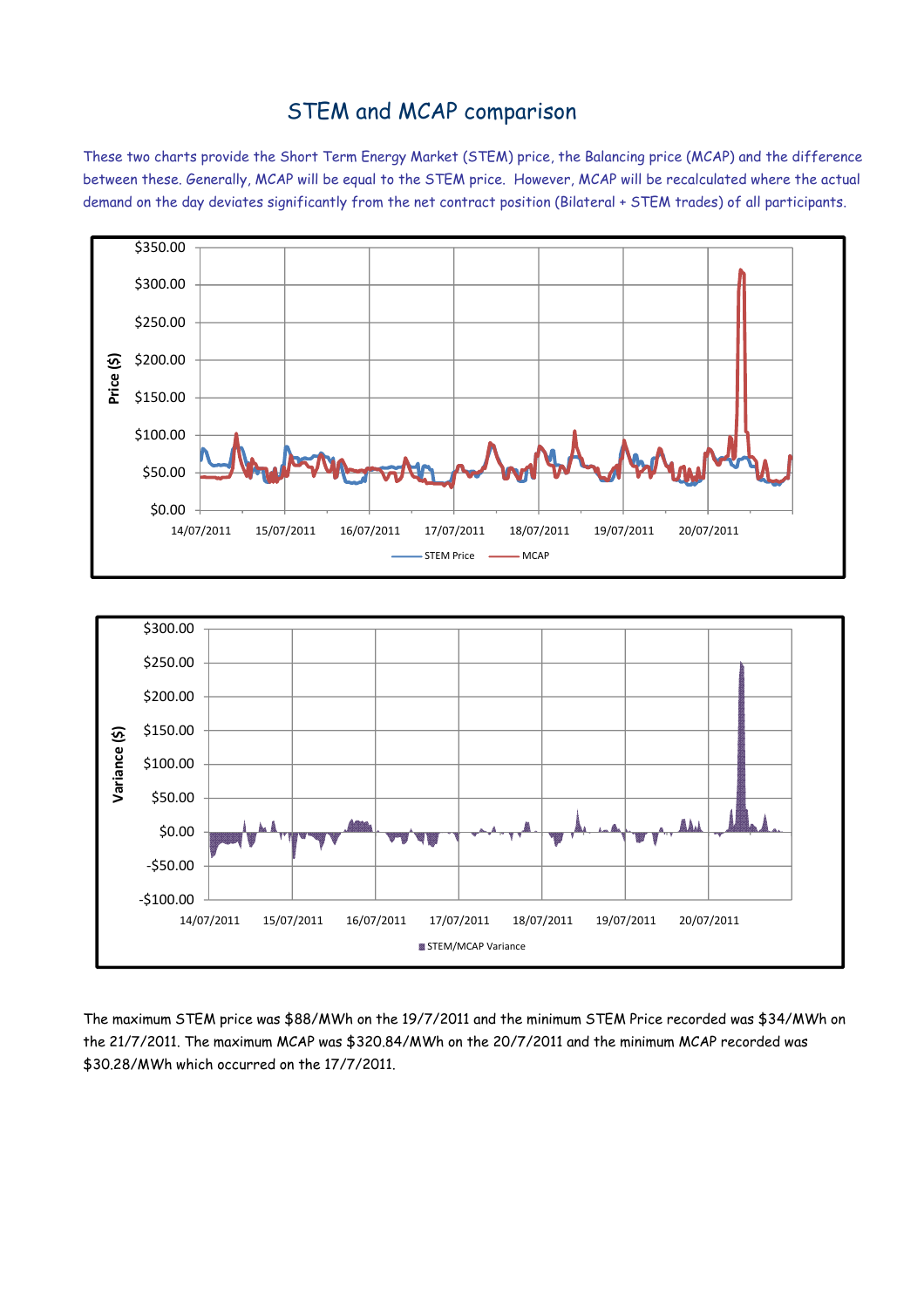# STEM and MCAP comparison

These two charts provide the Short Term Energy Market (STEM) price, the Balancing price (MCAP) and the difference between these. Generally, MCAP will be equal to the STEM price. However, MCAP will be recalculated where the actual demand on the day deviates significantly from the net contract position (Bilateral + STEM trades) of all participants.

Price ($)
$350.00
$300.00
$250.00
$200.00
$150.00
$100.00
$50.00
$0.00
14/07/2011
15/07/2011
16/07/2011
17/07/2011
18/07/2011
19/07/2011
20/07/2011
STEM Price
MCAP

Variance ($)
$300.00
$250.00
$200.00
$150.00
$100.00
$50.00
$0.00
-$50.00
-$100.00
14/07/2011
15/07/2011
16/07/2011
17/07/2011
18/07/2011
19/07/2011
20/07/2011
STEM/MCAP Variance

The maximum STEM price was $88/MWh on the 19/7/2011 and the minimum STEM Price recorded was $34/MWh on the 21/7/2011. The maximum MCAP was $320.84/MWh on the 20/7/2011 and the minimum MCAP recorded was $30.28/MWh which occurred on the 17/7/2011.